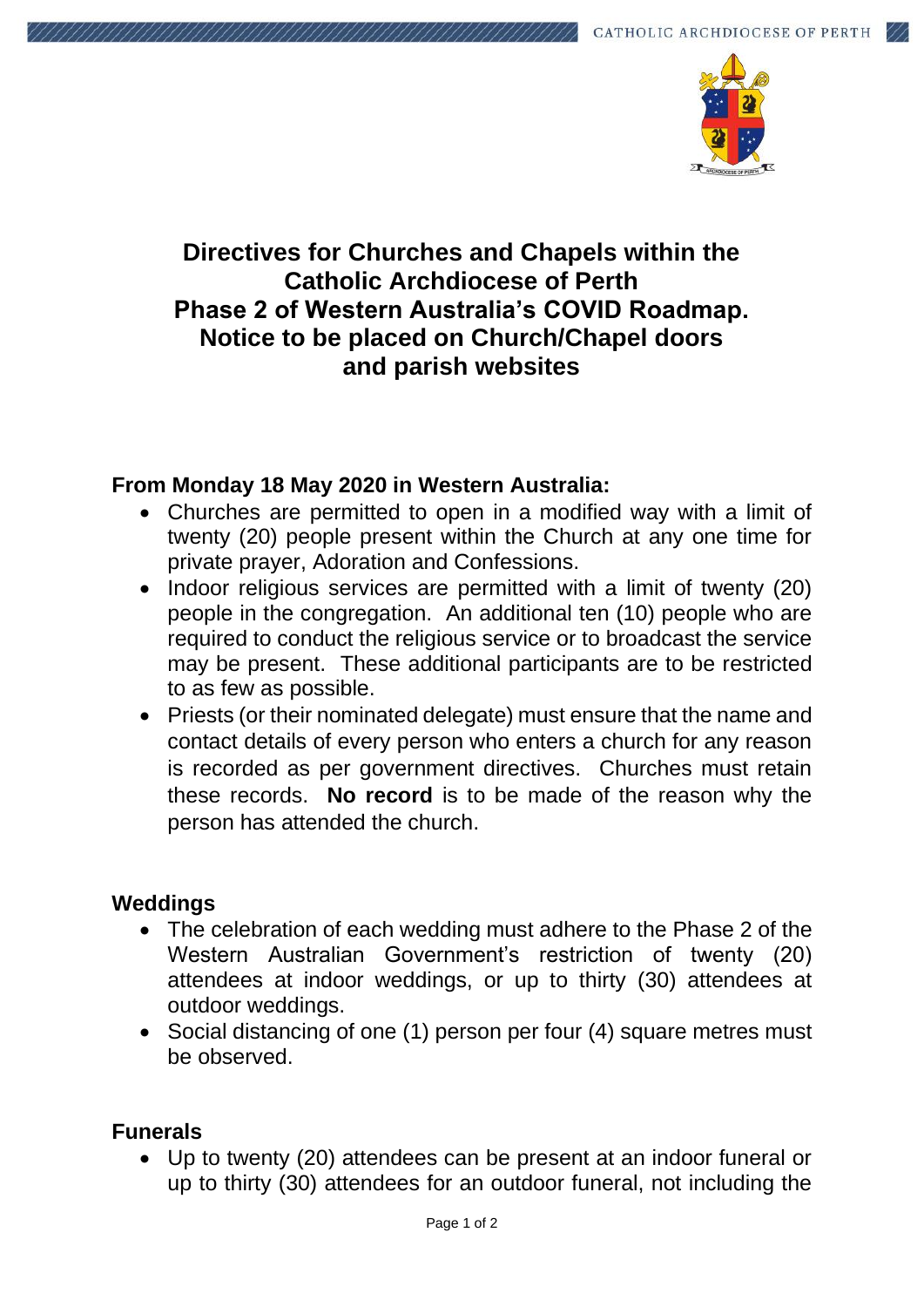# Directives for Churches and Chapels within the Catholic Archdiocese of Perth
# Phase 2 of Western Australia's COVID Roadmap.
# Notice to be placed on Church/Chapel doors and parish websites

## From Monday 18 May 2020 in Western Australia:

- Churches are permitted to open in a modified way with a limit of twenty (20) people present within the Church at any one time for private prayer, Adoration and Confessions.
- Indoor religious services are permitted with a limit of twenty (20) people in the congregation. An additional ten (10) people who are required to conduct the religious service or to broadcast the service may be present. These additional participants are to be restricted to as few as possible.
- Priests (or their nominated delegate) must ensure that the name and contact details of every person who enters a church for any reason is recorded as per government directives. Churches must retain these records. **No record** is to be made of the reason why the person has attended the church.

## Weddings

- The celebration of each wedding must adhere to the Phase 2 of the Western Australian Government's restriction of twenty (20) attendees at indoor weddings, or up to thirty (30) attendees at outdoor weddings.
- Social distancing of one (1) person per four (4) square metres must be observed.

## Funerals

- Up to twenty (20) attendees can be present at an indoor funeral or up to thirty (30) attendees for an outdoor funeral, not including the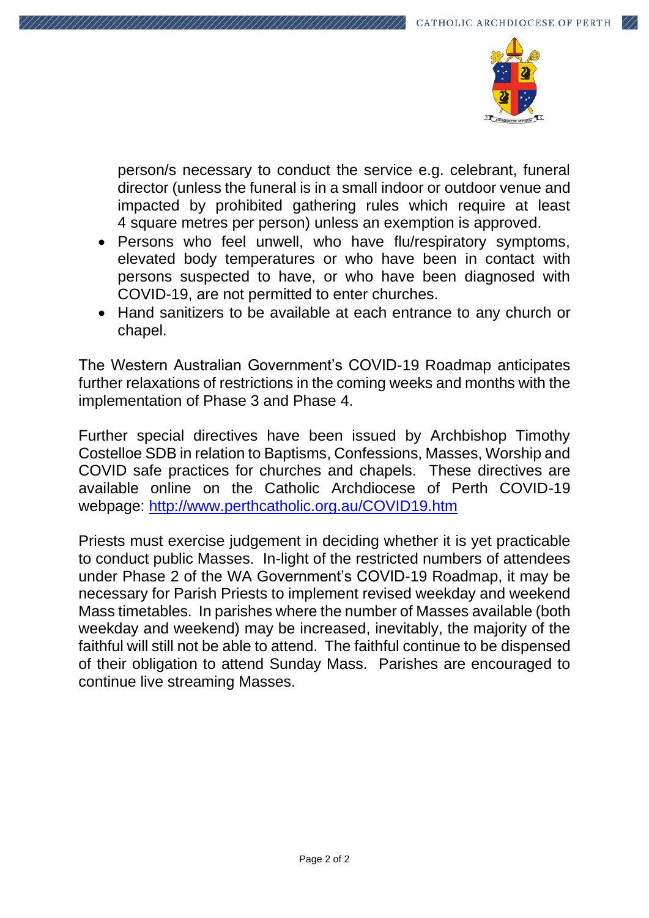person/s necessary to conduct the service e.g. celebrant, funeral director (unless the funeral is in a small indoor or outdoor venue and impacted by prohibited gathering rules which require at least 4 square metres per person) unless an exemption is approved.

- Persons who feel unwell, who have flu/respiratory symptoms, elevated body temperatures or who have been in contact with persons suspected to have, or who have been diagnosed with COVID-19, are not permitted to enter churches.
- Hand sanitizers to be available at each entrance to any church or chapel.

The Western Australian Government's COVID-19 Roadmap anticipates further relaxations of restrictions in the coming weeks and months with the implementation of Phase 3 and Phase 4.

Further special directives have been issued by Archbishop Timothy Costelloe SDB in relation to Baptisms, Confessions, Masses, Worship and COVID safe practices for churches and chapels. These directives are available online on the Catholic Archdiocese of Perth COVID-19 webpage: http://www.perthcatholic.org.au/COVID19.htm

Priests must exercise judgement in deciding whether it is yet practicable to conduct public Masses. In-light of the restricted numbers of attendees under Phase 2 of the WA Government's COVID-19 Roadmap, it may be necessary for Parish Priests to implement revised weekday and weekend Mass timetables. In parishes where the number of Masses available (both weekday and weekend) may be increased, inevitably, the majority of the faithful will still not be able to attend. The faithful continue to be dispensed of their obligation to attend Sunday Mass. Parishes are encouraged to continue live streaming Masses.